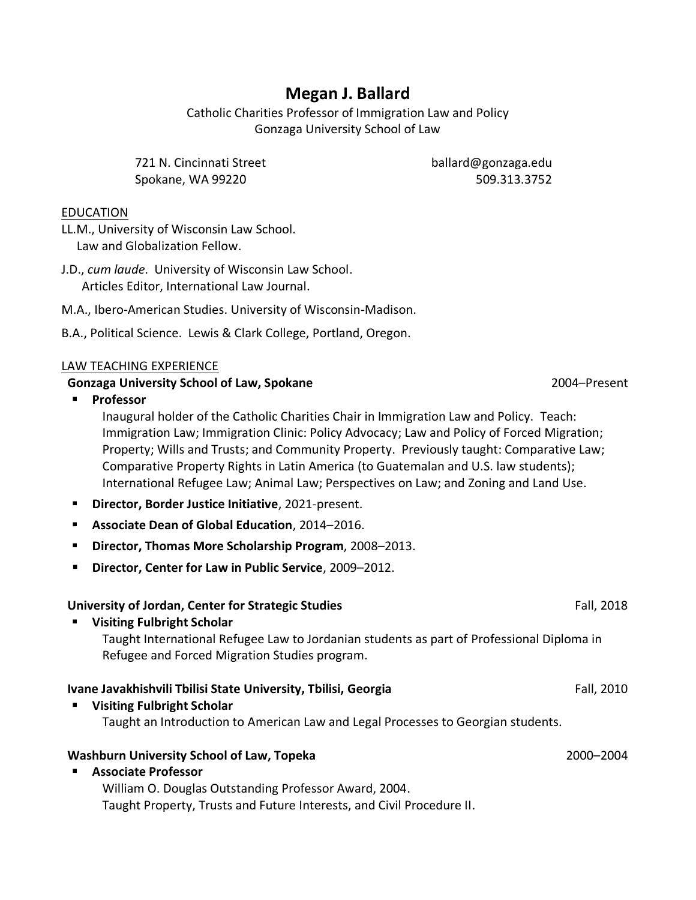# Megan J. Ballard

Catholic Charities Professor of Immigration Law and Policy
Gonzaga University School of Law

721 N. Cincinnati Street
Spokane, WA 99220

ballard@gonzaga.edu
509.313.3752

## EDUCATION

LL.M., University of Wisconsin Law School.
Law and Globalization Fellow.

J.D., *cum laude*. University of Wisconsin Law School.
Articles Editor, International Law Journal.

M.A., Ibero-American Studies. University of Wisconsin-Madison.

B.A., Political Science. Lewis & Clark College, Portland, Oregon.

## LAW TEACHING EXPERIENCE

**Gonzaga University School of Law, Spokane** 2004–Present

- **Professor**
  Inaugural holder of the Catholic Charities Chair in Immigration Law and Policy. Teach: Immigration Law; Immigration Clinic: Policy Advocacy; Law and Policy of Forced Migration; Property; Wills and Trusts; and Community Property. Previously taught: Comparative Law; Comparative Property Rights in Latin America (to Guatemalan and U.S. law students); International Refugee Law; Animal Law; Perspectives on Law; and Zoning and Land Use.
- **Director, Border Justice Initiative**, 2021-present.
- **Associate Dean of Global Education**, 2014–2016.
- **Director, Thomas More Scholarship Program**, 2008–2013.
- **Director, Center for Law in Public Service**, 2009–2012.

**University of Jordan, Center for Strategic Studies** Fall, 2018

- **Visiting Fulbright Scholar**
  Taught International Refugee Law to Jordanian students as part of Professional Diploma in Refugee and Forced Migration Studies program.

**Ivane Javakhishvili Tbilisi State University, Tbilisi, Georgia** Fall, 2010

- **Visiting Fulbright Scholar**
  Taught an Introduction to American Law and Legal Processes to Georgian students.

**Washburn University School of Law, Topeka** 2000–2004

- **Associate Professor**
  William O. Douglas Outstanding Professor Award, 2004.
  Taught Property, Trusts and Future Interests, and Civil Procedure II.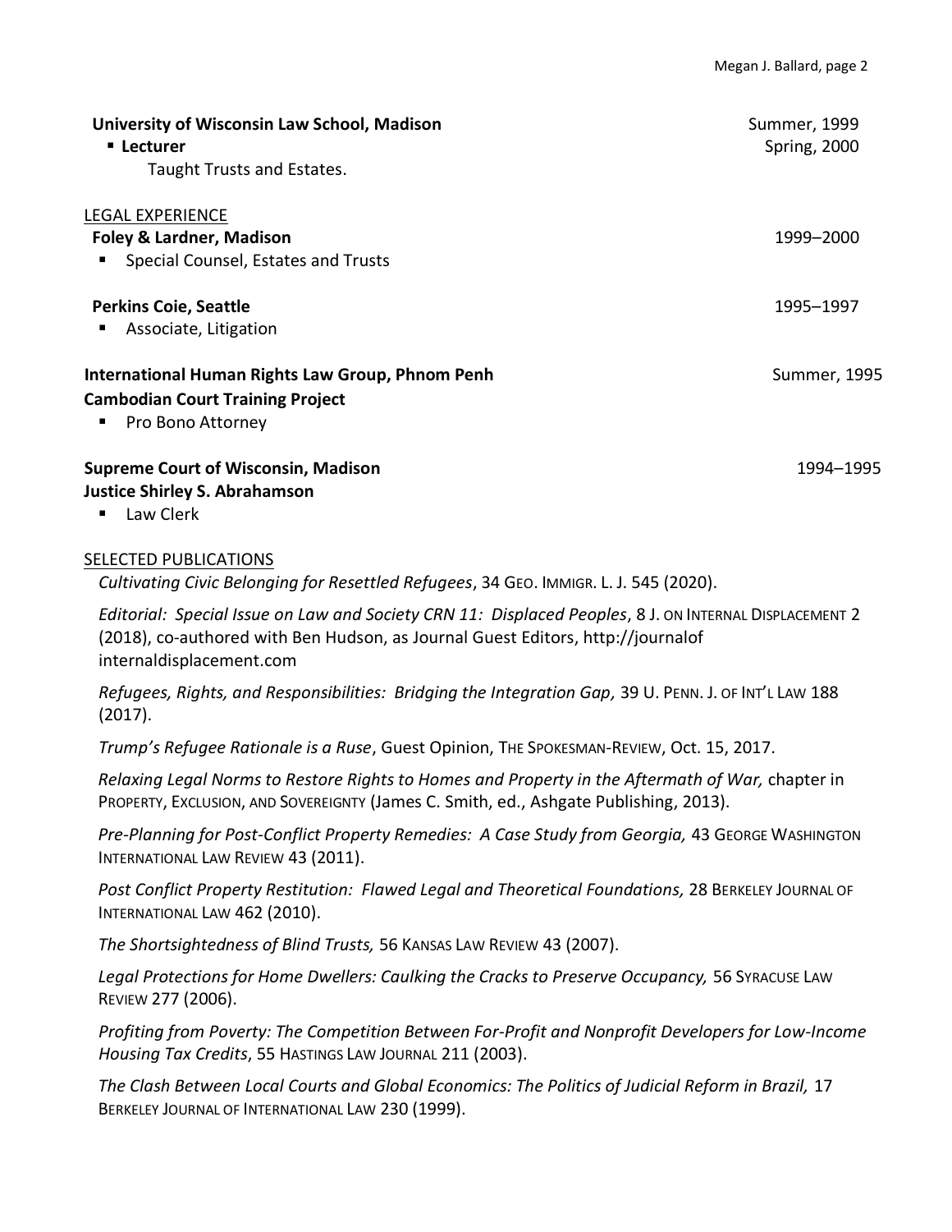**University of Wisconsin Law School, Madison** — Summer, 1999; Spring, 2000

- **Lecturer**

  Taught Trusts and Estates.

## LEGAL EXPERIENCE

**Foley & Lardner, Madison** — 1999–2000

- Special Counsel, Estates and Trusts

**Perkins Coie, Seattle** — 1995–1997

- Associate, Litigation

**International Human Rights Law Group, Phnom Penh** — Summer, 1995
**Cambodian Court Training Project**

- Pro Bono Attorney

**Supreme Court of Wisconsin, Madison** — 1994–1995
**Justice Shirley S. Abrahamson**

- Law Clerk

## SELECTED PUBLICATIONS

*Cultivating Civic Belonging for Resettled Refugees*, 34 GEO. IMMIGR. L. J. 545 (2020).

*Editorial: Special Issue on Law and Society CRN 11: Displaced Peoples*, 8 J. ON INTERNAL DISPLACEMENT 2 (2018), co-authored with Ben Hudson, as Journal Guest Editors, http://journalof internaldisplacement.com

*Refugees, Rights, and Responsibilities: Bridging the Integration Gap,* 39 U. PENN. J. OF INT'L LAW 188 (2017).

*Trump's Refugee Rationale is a Ruse*, Guest Opinion, THE SPOKESMAN-REVIEW, Oct. 15, 2017.

*Relaxing Legal Norms to Restore Rights to Homes and Property in the Aftermath of War,* chapter in PROPERTY, EXCLUSION, AND SOVEREIGNTY (James C. Smith, ed., Ashgate Publishing, 2013).

*Pre-Planning for Post-Conflict Property Remedies: A Case Study from Georgia,* 43 GEORGE WASHINGTON INTERNATIONAL LAW REVIEW 43 (2011).

*Post Conflict Property Restitution: Flawed Legal and Theoretical Foundations,* 28 BERKELEY JOURNAL OF INTERNATIONAL LAW 462 (2010).

*The Shortsightedness of Blind Trusts,* 56 KANSAS LAW REVIEW 43 (2007).

*Legal Protections for Home Dwellers: Caulking the Cracks to Preserve Occupancy,* 56 SYRACUSE LAW REVIEW 277 (2006).

*Profiting from Poverty: The Competition Between For-Profit and Nonprofit Developers for Low-Income Housing Tax Credits*, 55 HASTINGS LAW JOURNAL 211 (2003).

*The Clash Between Local Courts and Global Economics: The Politics of Judicial Reform in Brazil,* 17 BERKELEY JOURNAL OF INTERNATIONAL LAW 230 (1999).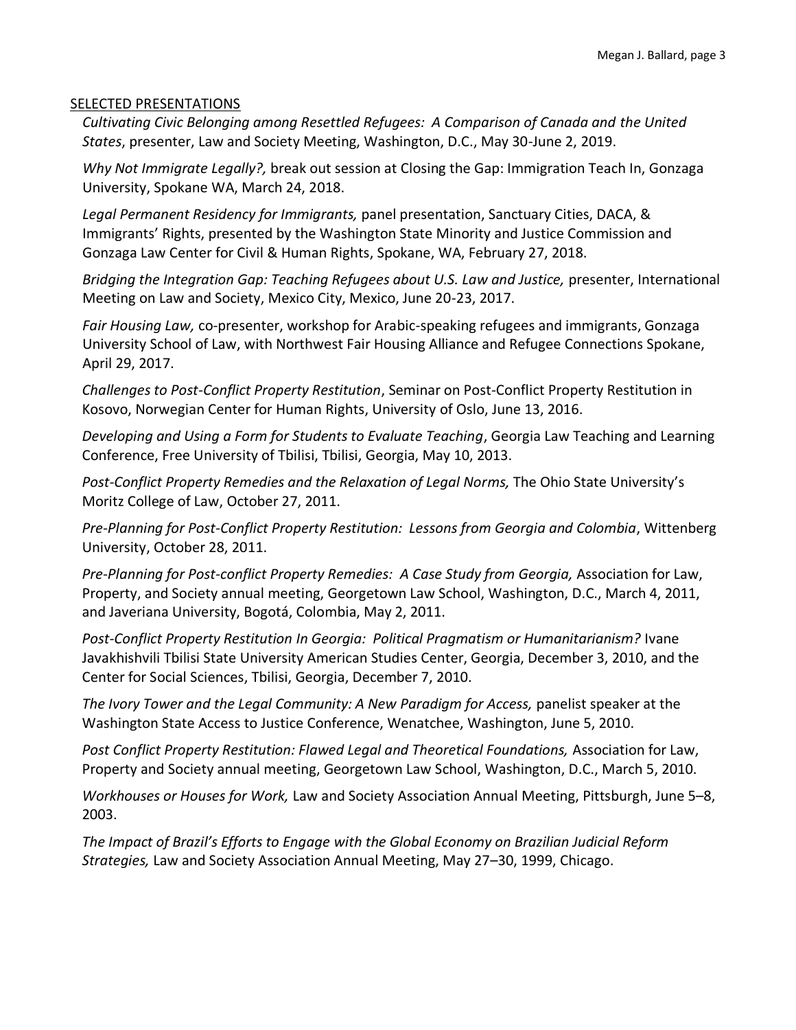## SELECTED PRESENTATIONS

*Cultivating Civic Belonging among Resettled Refugees: A Comparison of Canada and the United States*, presenter, Law and Society Meeting, Washington, D.C., May 30-June 2, 2019.

*Why Not Immigrate Legally?,* break out session at Closing the Gap: Immigration Teach In, Gonzaga University, Spokane WA, March 24, 2018.

*Legal Permanent Residency for Immigrants,* panel presentation, Sanctuary Cities, DACA, & Immigrants' Rights, presented by the Washington State Minority and Justice Commission and Gonzaga Law Center for Civil & Human Rights, Spokane, WA, February 27, 2018.

*Bridging the Integration Gap: Teaching Refugees about U.S. Law and Justice,* presenter, International Meeting on Law and Society, Mexico City, Mexico, June 20-23, 2017.

*Fair Housing Law,* co-presenter, workshop for Arabic-speaking refugees and immigrants, Gonzaga University School of Law, with Northwest Fair Housing Alliance and Refugee Connections Spokane, April 29, 2017.

*Challenges to Post-Conflict Property Restitution*, Seminar on Post-Conflict Property Restitution in Kosovo, Norwegian Center for Human Rights, University of Oslo, June 13, 2016.

*Developing and Using a Form for Students to Evaluate Teaching*, Georgia Law Teaching and Learning Conference, Free University of Tbilisi, Tbilisi, Georgia, May 10, 2013.

*Post-Conflict Property Remedies and the Relaxation of Legal Norms,* The Ohio State University's Moritz College of Law, October 27, 2011.

*Pre-Planning for Post-Conflict Property Restitution: Lessons from Georgia and Colombia*, Wittenberg University, October 28, 2011.

*Pre-Planning for Post-conflict Property Remedies: A Case Study from Georgia,* Association for Law, Property, and Society annual meeting, Georgetown Law School, Washington, D.C., March 4, 2011, and Javeriana University, Bogotá, Colombia, May 2, 2011.

*Post-Conflict Property Restitution In Georgia: Political Pragmatism or Humanitarianism?* Ivane Javakhishvili Tbilisi State University American Studies Center, Georgia, December 3, 2010, and the Center for Social Sciences, Tbilisi, Georgia, December 7, 2010.

*The Ivory Tower and the Legal Community: A New Paradigm for Access,* panelist speaker at the Washington State Access to Justice Conference, Wenatchee, Washington, June 5, 2010.

*Post Conflict Property Restitution: Flawed Legal and Theoretical Foundations,* Association for Law, Property and Society annual meeting, Georgetown Law School, Washington, D.C., March 5, 2010.

*Workhouses or Houses for Work,* Law and Society Association Annual Meeting, Pittsburgh, June 5–8, 2003.

*The Impact of Brazil's Efforts to Engage with the Global Economy on Brazilian Judicial Reform Strategies,* Law and Society Association Annual Meeting, May 27–30, 1999, Chicago.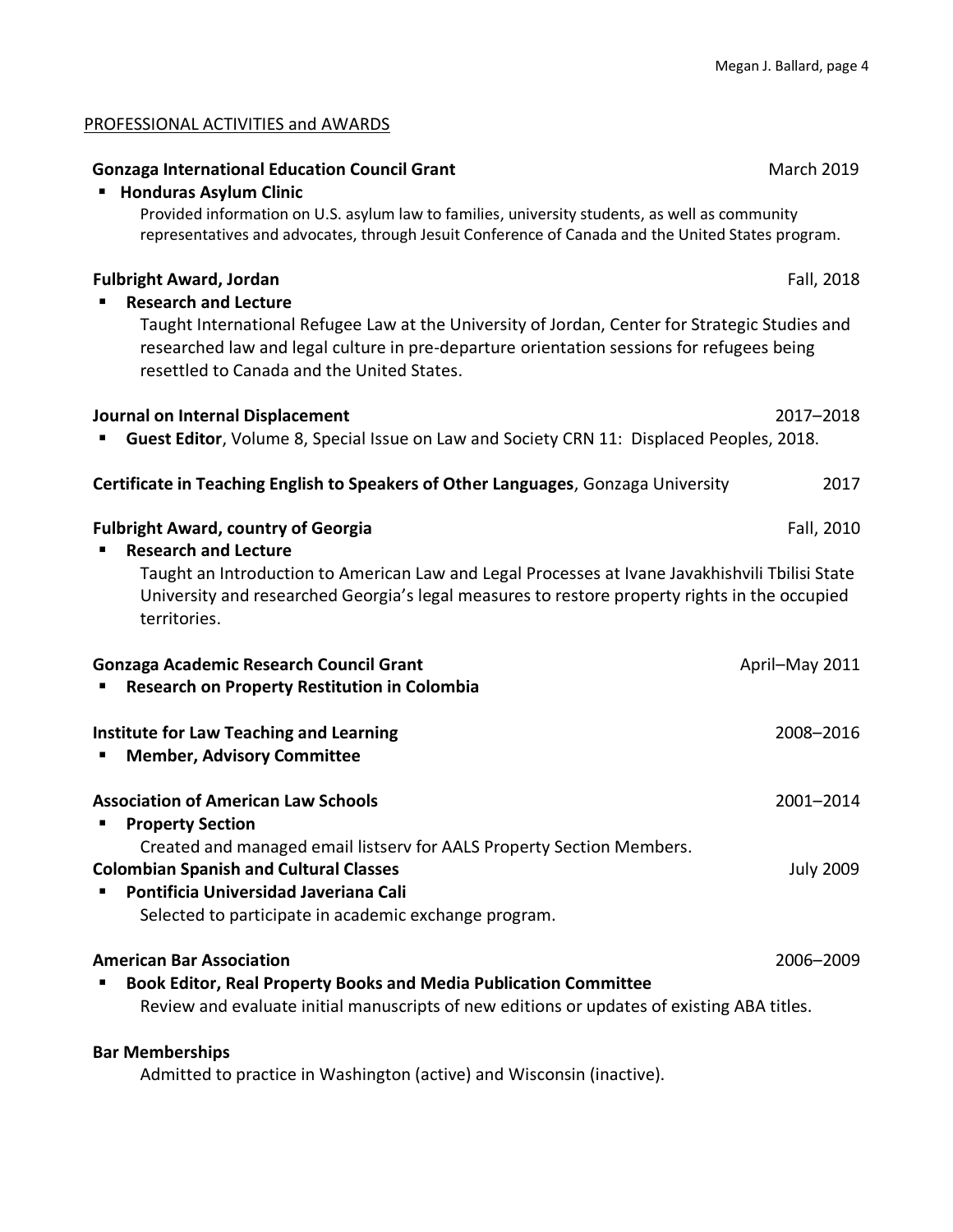## PROFESSIONAL ACTIVITIES and AWARDS

**Gonzaga International Education Council Grant** — March 2019

- **Honduras Asylum Clinic**
  Provided information on U.S. asylum law to families, university students, as well as community representatives and advocates, through Jesuit Conference of Canada and the United States program.

**Fulbright Award, Jordan** — Fall, 2018

- **Research and Lecture**
  Taught International Refugee Law at the University of Jordan, Center for Strategic Studies and researched law and legal culture in pre-departure orientation sessions for refugees being resettled to Canada and the United States.

**Journal on Internal Displacement** — 2017–2018

- **Guest Editor**, Volume 8, Special Issue on Law and Society CRN 11: Displaced Peoples, 2018.

**Certificate in Teaching English to Speakers of Other Languages**, Gonzaga University — 2017

**Fulbright Award, country of Georgia** — Fall, 2010

- **Research and Lecture**
  Taught an Introduction to American Law and Legal Processes at Ivane Javakhishvili Tbilisi State University and researched Georgia's legal measures to restore property rights in the occupied territories.

**Gonzaga Academic Research Council Grant** — April–May 2011

- **Research on Property Restitution in Colombia**

**Institute for Law Teaching and Learning** — 2008–2016

- **Member, Advisory Committee**

**Association of American Law Schools** — 2001–2014

- **Property Section**
  Created and managed email listserv for AALS Property Section Members.

**Colombian Spanish and Cultural Classes** — July 2009

- **Pontificia Universidad Javeriana Cali**
  Selected to participate in academic exchange program.

**American Bar Association** — 2006–2009

- **Book Editor, Real Property Books and Media Publication Committee**
  Review and evaluate initial manuscripts of new editions or updates of existing ABA titles.

**Bar Memberships**

Admitted to practice in Washington (active) and Wisconsin (inactive).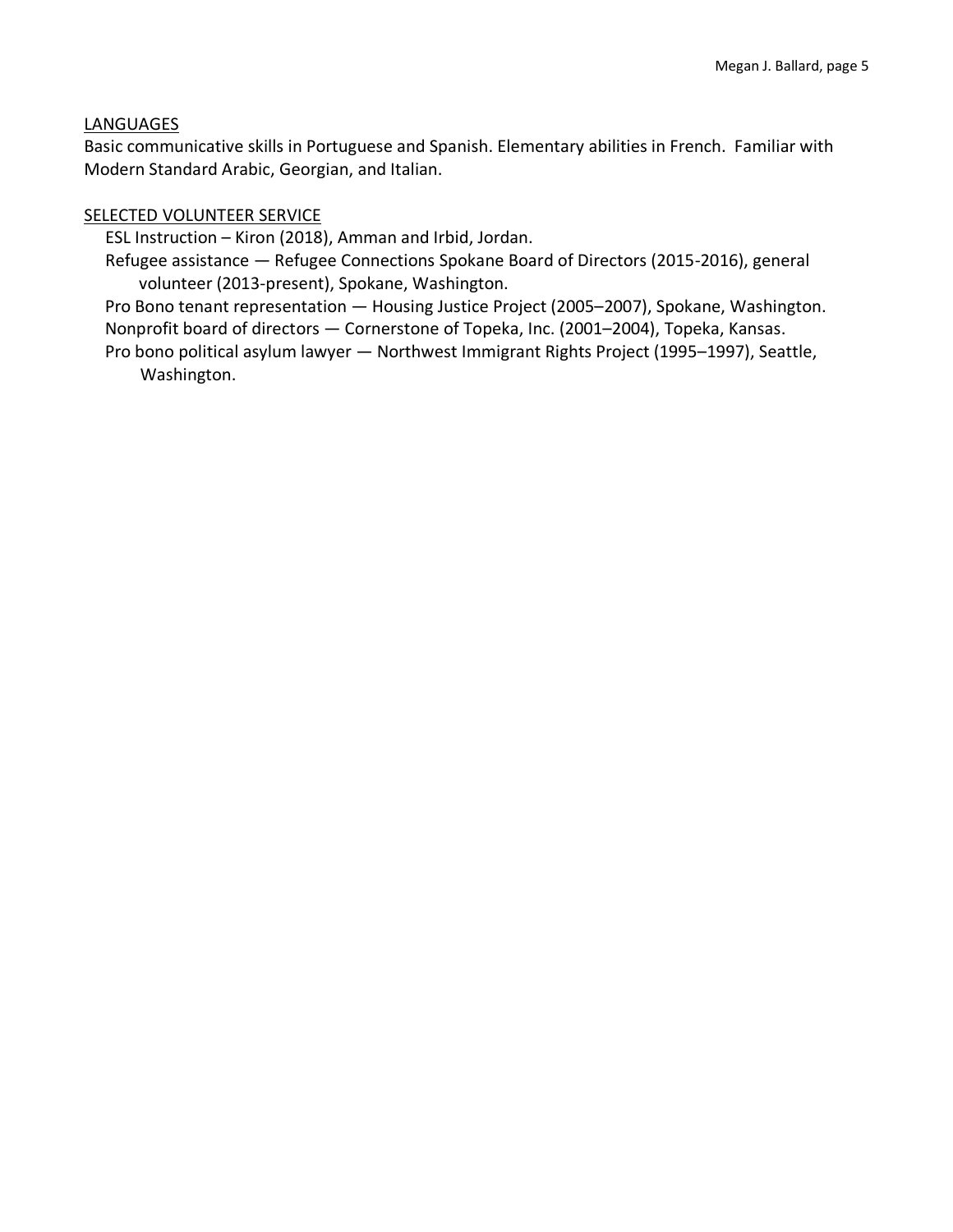## LANGUAGES

Basic communicative skills in Portuguese and Spanish. Elementary abilities in French. Familiar with Modern Standard Arabic, Georgian, and Italian.

## SELECTED VOLUNTEER SERVICE

ESL Instruction – Kiron (2018), Amman and Irbid, Jordan.

Refugee assistance — Refugee Connections Spokane Board of Directors (2015-2016), general volunteer (2013-present), Spokane, Washington.

Pro Bono tenant representation — Housing Justice Project (2005–2007), Spokane, Washington.

Nonprofit board of directors — Cornerstone of Topeka, Inc. (2001–2004), Topeka, Kansas.

Pro bono political asylum lawyer — Northwest Immigrant Rights Project (1995–1997), Seattle, Washington.